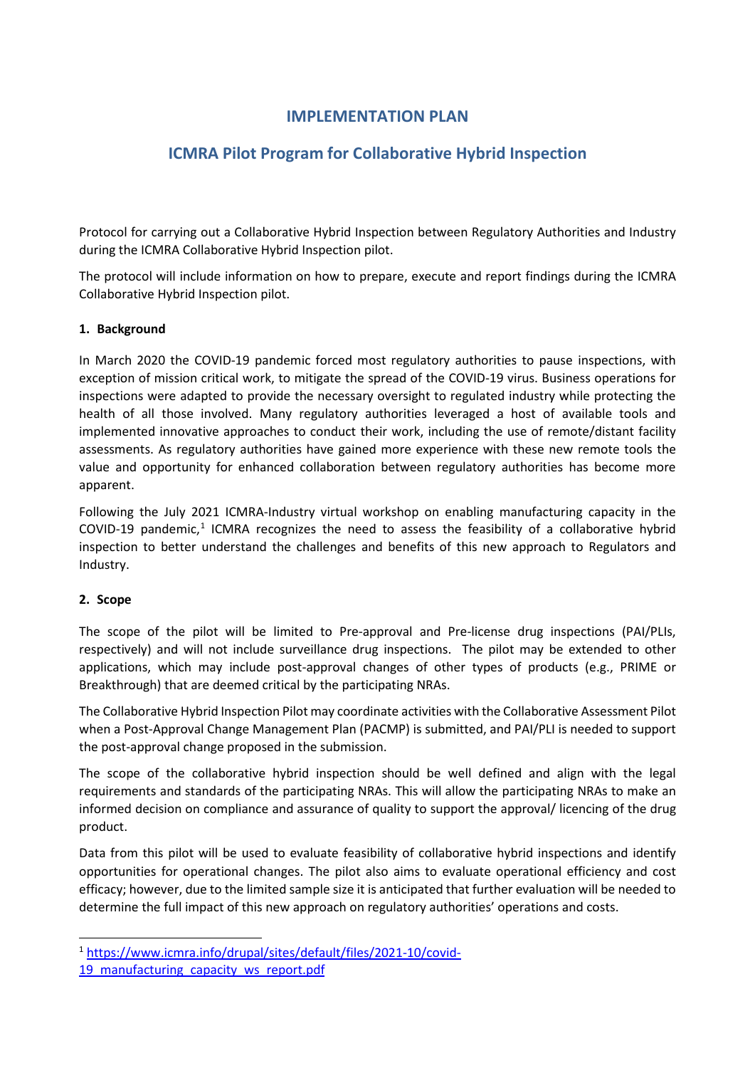# IMPLEMENTATION PLAN

## ICMRA Pilot Program for Collaborative Hybrid Inspection

Protocol for carrying out a Collaborative Hybrid Inspection between Regulatory Authorities and Industry during the ICMRA Collaborative Hybrid Inspection pilot.

The protocol will include information on how to prepare, execute and report findings during the ICMRA Collaborative Hybrid Inspection pilot.

### 1. Background

In March 2020 the COVID-19 pandemic forced most regulatory authorities to pause inspections, with exception of mission critical work, to mitigate the spread of the COVID-19 virus. Business operations for inspections were adapted to provide the necessary oversight to regulated industry while protecting the health of all those involved. Many regulatory authorities leveraged a host of available tools and implemented innovative approaches to conduct their work, including the use of remote/distant facility assessments. As regulatory authorities have gained more experience with these new remote tools the value and opportunity for enhanced collaboration between regulatory authorities has become more apparent.

Following the July 2021 ICMRA-Industry virtual workshop on enabling manufacturing capacity in the COVID-19 pandemic,[1] ICMRA recognizes the need to assess the feasibility of a collaborative hybrid inspection to better understand the challenges and benefits of this new approach to Regulators and Industry.

### 2. Scope

The scope of the pilot will be limited to Pre-approval and Pre-license drug inspections (PAI/PLIs, respectively) and will not include surveillance drug inspections. The pilot may be extended to other applications, which may include post-approval changes of other types of products (e.g., PRIME or Breakthrough) that are deemed critical by the participating NRAs.

The Collaborative Hybrid Inspection Pilot may coordinate activities with the Collaborative Assessment Pilot when a Post-Approval Change Management Plan (PACMP) is submitted, and PAI/PLI is needed to support the post-approval change proposed in the submission.

The scope of the collaborative hybrid inspection should be well defined and align with the legal requirements and standards of the participating NRAs. This will allow the participating NRAs to make an informed decision on compliance and assurance of quality to support the approval/ licencing of the drug product.

Data from this pilot will be used to evaluate feasibility of collaborative hybrid inspections and identify opportunities for operational changes. The pilot also aims to evaluate operational efficiency and cost efficacy; however, due to the limited sample size it is anticipated that further evaluation will be needed to determine the full impact of this new approach on regulatory authorities' operations and costs.

---

[1] https://www.icmra.info/drupal/sites/default/files/2021-10/covid-19_manufacturing_capacity_ws_report.pdf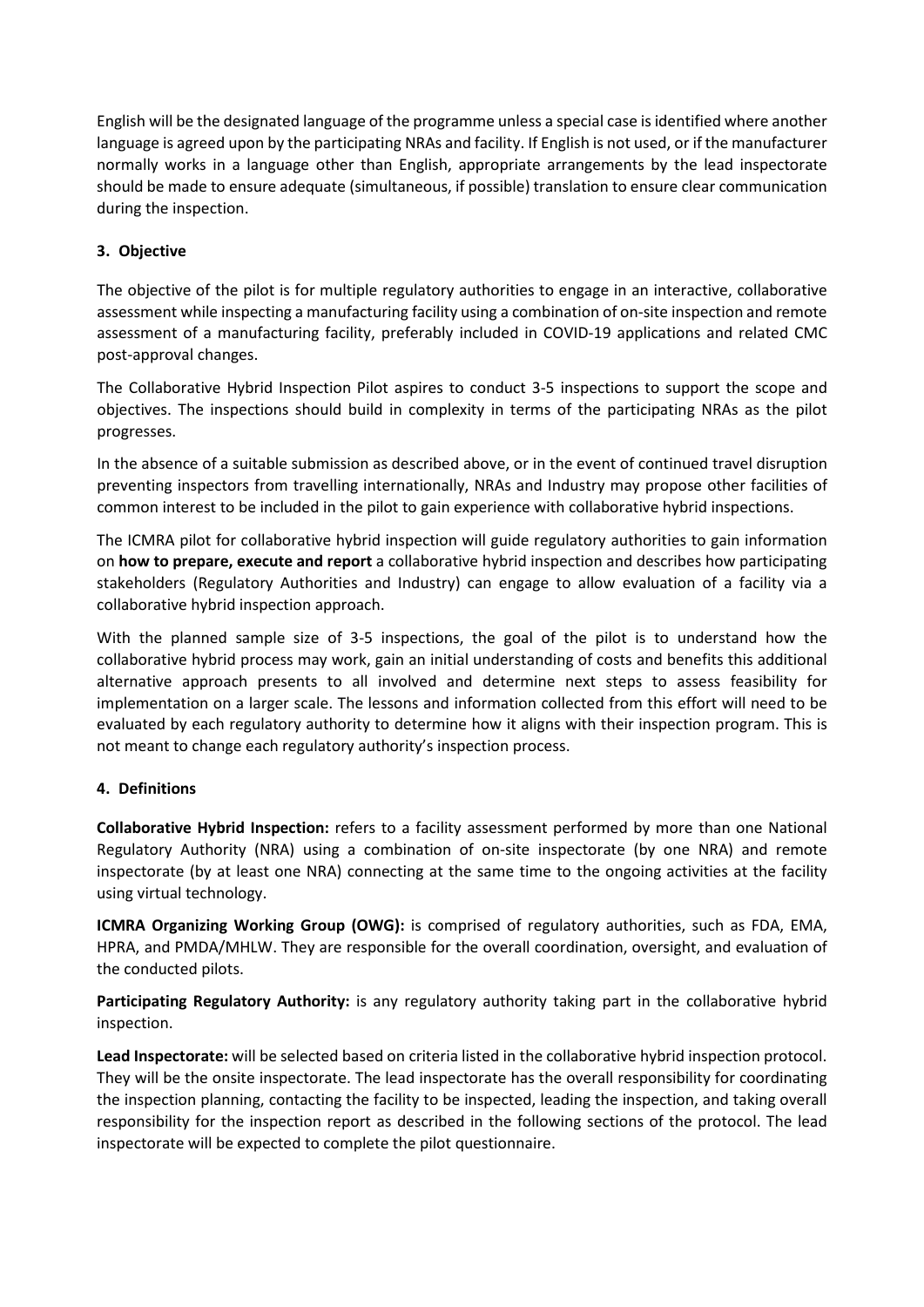English will be the designated language of the programme unless a special case is identified where another language is agreed upon by the participating NRAs and facility. If English is not used, or if the manufacturer normally works in a language other than English, appropriate arrangements by the lead inspectorate should be made to ensure adequate (simultaneous, if possible) translation to ensure clear communication during the inspection.

## 3. Objective

The objective of the pilot is for multiple regulatory authorities to engage in an interactive, collaborative assessment while inspecting a manufacturing facility using a combination of on-site inspection and remote assessment of a manufacturing facility, preferably included in COVID-19 applications and related CMC post-approval changes.

The Collaborative Hybrid Inspection Pilot aspires to conduct 3-5 inspections to support the scope and objectives. The inspections should build in complexity in terms of the participating NRAs as the pilot progresses.

In the absence of a suitable submission as described above, or in the event of continued travel disruption preventing inspectors from travelling internationally, NRAs and Industry may propose other facilities of common interest to be included in the pilot to gain experience with collaborative hybrid inspections.

The ICMRA pilot for collaborative hybrid inspection will guide regulatory authorities to gain information on **how to prepare, execute and report** a collaborative hybrid inspection and describes how participating stakeholders (Regulatory Authorities and Industry) can engage to allow evaluation of a facility via a collaborative hybrid inspection approach.

With the planned sample size of 3-5 inspections, the goal of the pilot is to understand how the collaborative hybrid process may work, gain an initial understanding of costs and benefits this additional alternative approach presents to all involved and determine next steps to assess feasibility for implementation on a larger scale. The lessons and information collected from this effort will need to be evaluated by each regulatory authority to determine how it aligns with their inspection program. This is not meant to change each regulatory authority's inspection process.

## 4. Definitions

**Collaborative Hybrid Inspection:** refers to a facility assessment performed by more than one National Regulatory Authority (NRA) using a combination of on-site inspectorate (by one NRA) and remote inspectorate (by at least one NRA) connecting at the same time to the ongoing activities at the facility using virtual technology.

**ICMRA Organizing Working Group (OWG):** is comprised of regulatory authorities, such as FDA, EMA, HPRA, and PMDA/MHLW. They are responsible for the overall coordination, oversight, and evaluation of the conducted pilots.

**Participating Regulatory Authority:** is any regulatory authority taking part in the collaborative hybrid inspection.

**Lead Inspectorate:** will be selected based on criteria listed in the collaborative hybrid inspection protocol. They will be the onsite inspectorate. The lead inspectorate has the overall responsibility for coordinating the inspection planning, contacting the facility to be inspected, leading the inspection, and taking overall responsibility for the inspection report as described in the following sections of the protocol. The lead inspectorate will be expected to complete the pilot questionnaire.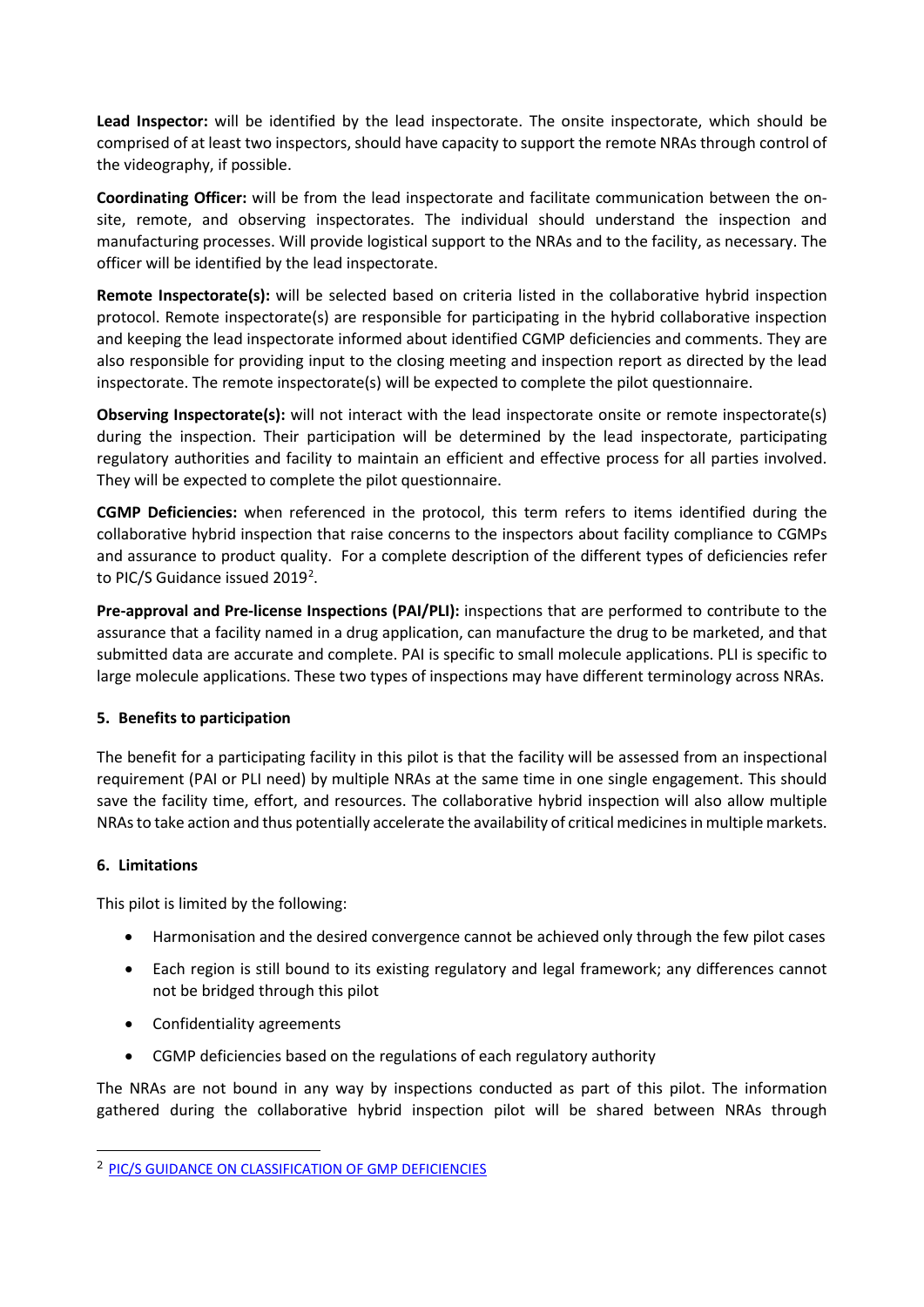**Lead Inspector:** will be identified by the lead inspectorate. The onsite inspectorate, which should be comprised of at least two inspectors, should have capacity to support the remote NRAs through control of the videography, if possible.

**Coordinating Officer:** will be from the lead inspectorate and facilitate communication between the on-site, remote, and observing inspectorates. The individual should understand the inspection and manufacturing processes. Will provide logistical support to the NRAs and to the facility, as necessary. The officer will be identified by the lead inspectorate.

**Remote Inspectorate(s):** will be selected based on criteria listed in the collaborative hybrid inspection protocol. Remote inspectorate(s) are responsible for participating in the hybrid collaborative inspection and keeping the lead inspectorate informed about identified CGMP deficiencies and comments. They are also responsible for providing input to the closing meeting and inspection report as directed by the lead inspectorate. The remote inspectorate(s) will be expected to complete the pilot questionnaire.

**Observing Inspectorate(s):** will not interact with the lead inspectorate onsite or remote inspectorate(s) during the inspection. Their participation will be determined by the lead inspectorate, participating regulatory authorities and facility to maintain an efficient and effective process for all parties involved. They will be expected to complete the pilot questionnaire.

**CGMP Deficiencies:** when referenced in the protocol, this term refers to items identified during the collaborative hybrid inspection that raise concerns to the inspectors about facility compliance to CGMPs and assurance to product quality. For a complete description of the different types of deficiencies refer to PIC/S Guidance issued 2019[2].

**Pre-approval and Pre-license Inspections (PAI/PLI):** inspections that are performed to contribute to the assurance that a facility named in a drug application, can manufacture the drug to be marketed, and that submitted data are accurate and complete. PAI is specific to small molecule applications. PLI is specific to large molecule applications. These two types of inspections may have different terminology across NRAs.

## 5. Benefits to participation

The benefit for a participating facility in this pilot is that the facility will be assessed from an inspectional requirement (PAI or PLI need) by multiple NRAs at the same time in one single engagement. This should save the facility time, effort, and resources. The collaborative hybrid inspection will also allow multiple NRAs to take action and thus potentially accelerate the availability of critical medicines in multiple markets.

## 6. Limitations

This pilot is limited by the following:

- Harmonisation and the desired convergence cannot be achieved only through the few pilot cases
- Each region is still bound to its existing regulatory and legal framework; any differences cannot not be bridged through this pilot
- Confidentiality agreements
- CGMP deficiencies based on the regulations of each regulatory authority

The NRAs are not bound in any way by inspections conducted as part of this pilot. The information gathered during the collaborative hybrid inspection pilot will be shared between NRAs through

[2] PIC/S GUIDANCE ON CLASSIFICATION OF GMP DEFICIENCIES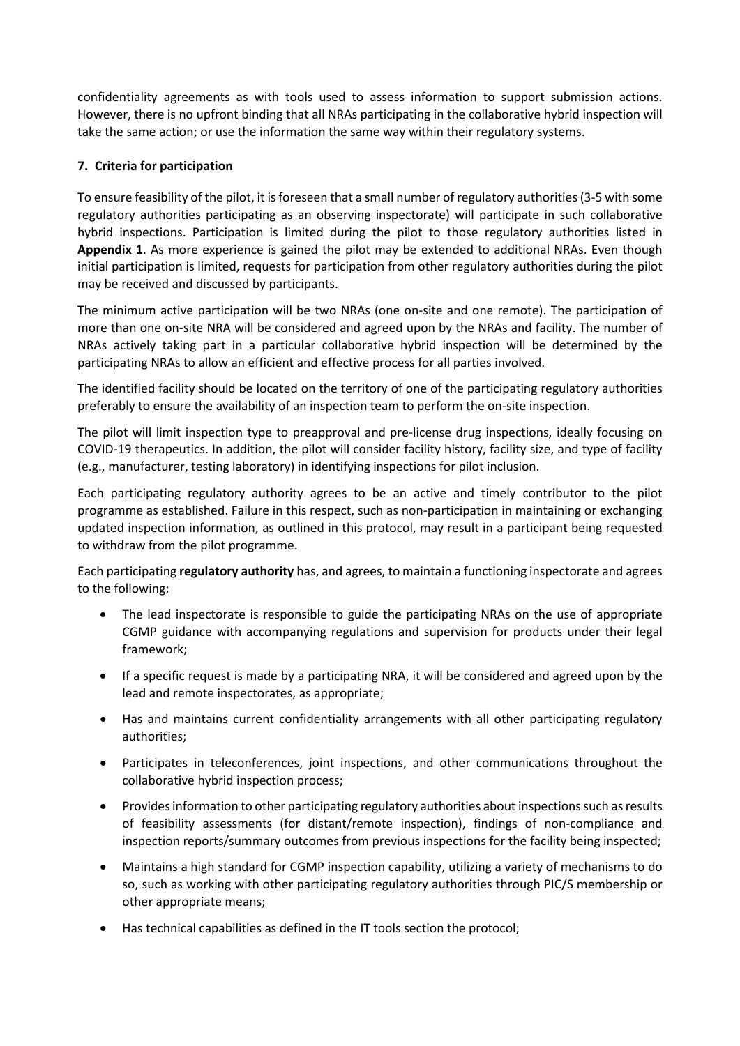confidentiality agreements as with tools used to assess information to support submission actions. However, there is no upfront binding that all NRAs participating in the collaborative hybrid inspection will take the same action; or use the information the same way within their regulatory systems.

## 7. Criteria for participation

To ensure feasibility of the pilot, it is foreseen that a small number of regulatory authorities (3-5 with some regulatory authorities participating as an observing inspectorate) will participate in such collaborative hybrid inspections. Participation is limited during the pilot to those regulatory authorities listed in **Appendix 1**. As more experience is gained the pilot may be extended to additional NRAs. Even though initial participation is limited, requests for participation from other regulatory authorities during the pilot may be received and discussed by participants.

The minimum active participation will be two NRAs (one on-site and one remote). The participation of more than one on-site NRA will be considered and agreed upon by the NRAs and facility. The number of NRAs actively taking part in a particular collaborative hybrid inspection will be determined by the participating NRAs to allow an efficient and effective process for all parties involved.

The identified facility should be located on the territory of one of the participating regulatory authorities preferably to ensure the availability of an inspection team to perform the on-site inspection.

The pilot will limit inspection type to preapproval and pre-license drug inspections, ideally focusing on COVID-19 therapeutics. In addition, the pilot will consider facility history, facility size, and type of facility (e.g., manufacturer, testing laboratory) in identifying inspections for pilot inclusion.

Each participating regulatory authority agrees to be an active and timely contributor to the pilot programme as established. Failure in this respect, such as non-participation in maintaining or exchanging updated inspection information, as outlined in this protocol, may result in a participant being requested to withdraw from the pilot programme.

Each participating **regulatory authority** has, and agrees, to maintain a functioning inspectorate and agrees to the following:

- The lead inspectorate is responsible to guide the participating NRAs on the use of appropriate CGMP guidance with accompanying regulations and supervision for products under their legal framework;
- If a specific request is made by a participating NRA, it will be considered and agreed upon by the lead and remote inspectorates, as appropriate;
- Has and maintains current confidentiality arrangements with all other participating regulatory authorities;
- Participates in teleconferences, joint inspections, and other communications throughout the collaborative hybrid inspection process;
- Provides information to other participating regulatory authorities about inspections such as results of feasibility assessments (for distant/remote inspection), findings of non-compliance and inspection reports/summary outcomes from previous inspections for the facility being inspected;
- Maintains a high standard for CGMP inspection capability, utilizing a variety of mechanisms to do so, such as working with other participating regulatory authorities through PIC/S membership or other appropriate means;
- Has technical capabilities as defined in the IT tools section the protocol;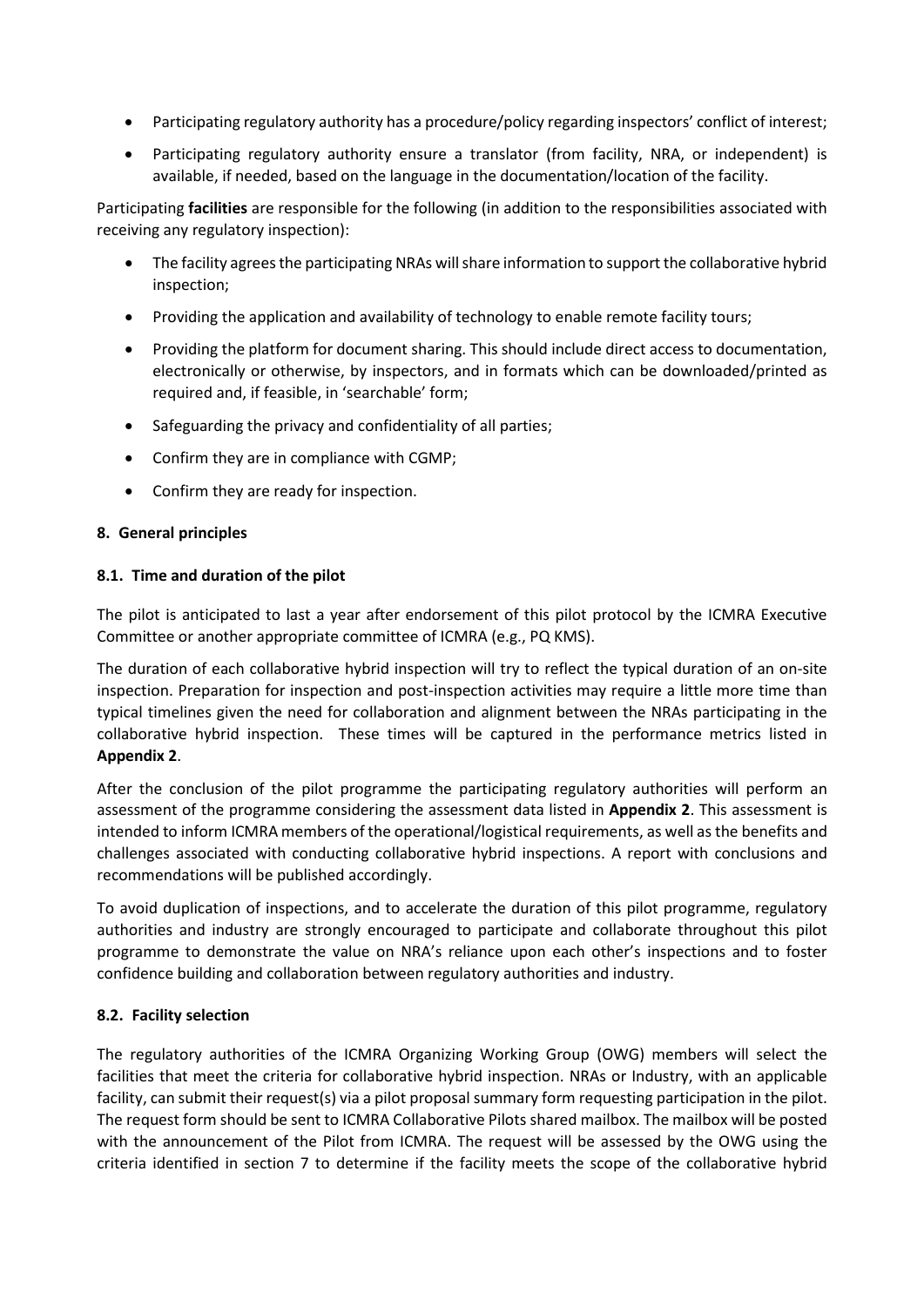- Participating regulatory authority has a procedure/policy regarding inspectors' conflict of interest;
- Participating regulatory authority ensure a translator (from facility, NRA, or independent) is available, if needed, based on the language in the documentation/location of the facility.

Participating **facilities** are responsible for the following (in addition to the responsibilities associated with receiving any regulatory inspection):

- The facility agrees the participating NRAs will share information to support the collaborative hybrid inspection;
- Providing the application and availability of technology to enable remote facility tours;
- Providing the platform for document sharing. This should include direct access to documentation, electronically or otherwise, by inspectors, and in formats which can be downloaded/printed as required and, if feasible, in 'searchable' form;
- Safeguarding the privacy and confidentiality of all parties;
- Confirm they are in compliance with CGMP;
- Confirm they are ready for inspection.

## 8. General principles

### 8.1. Time and duration of the pilot

The pilot is anticipated to last a year after endorsement of this pilot protocol by the ICMRA Executive Committee or another appropriate committee of ICMRA (e.g., PQ KMS).

The duration of each collaborative hybrid inspection will try to reflect the typical duration of an on-site inspection. Preparation for inspection and post-inspection activities may require a little more time than typical timelines given the need for collaboration and alignment between the NRAs participating in the collaborative hybrid inspection. These times will be captured in the performance metrics listed in **Appendix 2**.

After the conclusion of the pilot programme the participating regulatory authorities will perform an assessment of the programme considering the assessment data listed in **Appendix 2**. This assessment is intended to inform ICMRA members of the operational/logistical requirements, as well as the benefits and challenges associated with conducting collaborative hybrid inspections. A report with conclusions and recommendations will be published accordingly.

To avoid duplication of inspections, and to accelerate the duration of this pilot programme, regulatory authorities and industry are strongly encouraged to participate and collaborate throughout this pilot programme to demonstrate the value on NRA's reliance upon each other's inspections and to foster confidence building and collaboration between regulatory authorities and industry.

### 8.2. Facility selection

The regulatory authorities of the ICMRA Organizing Working Group (OWG) members will select the facilities that meet the criteria for collaborative hybrid inspection. NRAs or Industry, with an applicable facility, can submit their request(s) via a pilot proposal summary form requesting participation in the pilot. The request form should be sent to ICMRA Collaborative Pilots shared mailbox. The mailbox will be posted with the announcement of the Pilot from ICMRA. The request will be assessed by the OWG using the criteria identified in section 7 to determine if the facility meets the scope of the collaborative hybrid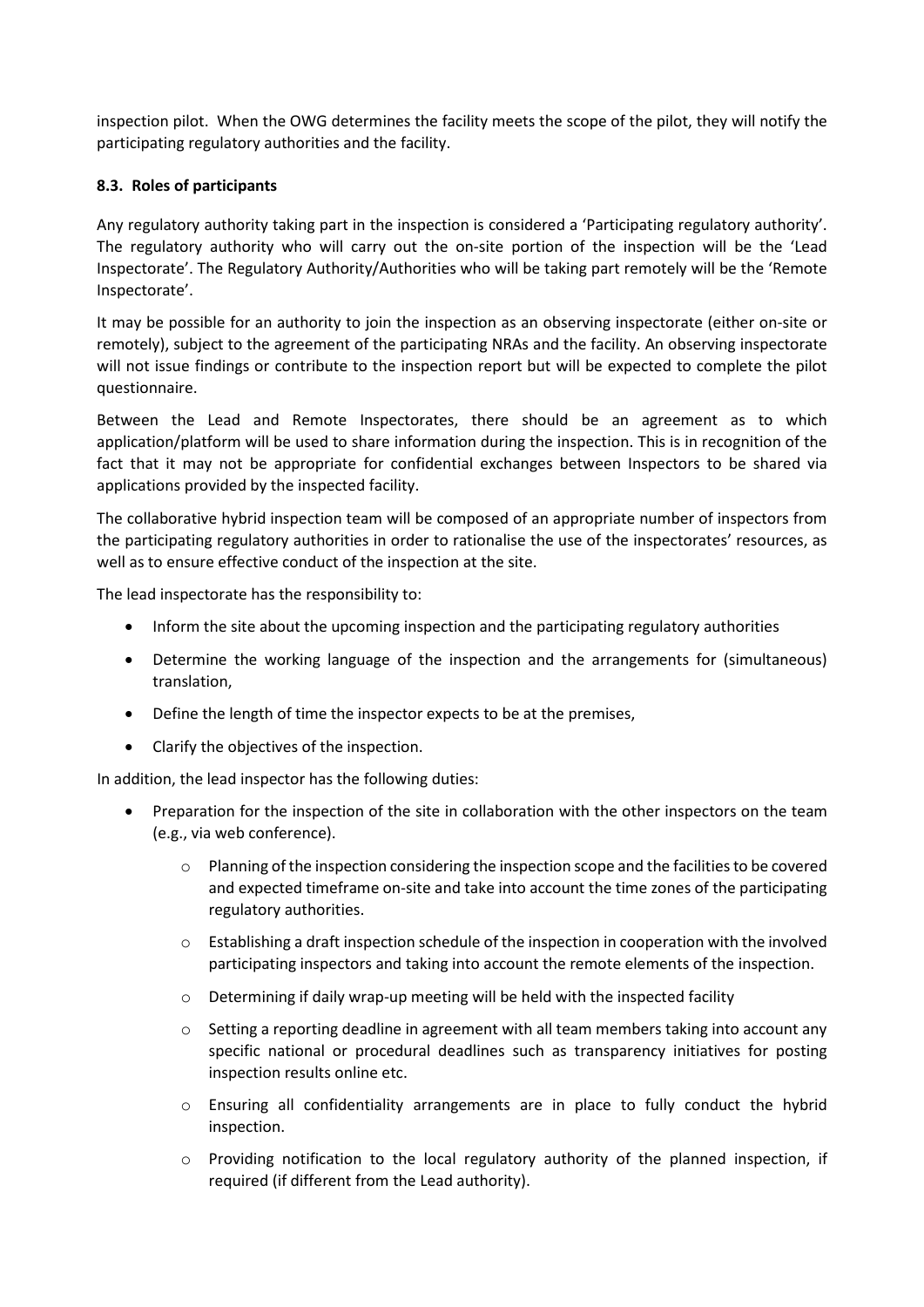inspection pilot. When the OWG determines the facility meets the scope of the pilot, they will notify the participating regulatory authorities and the facility.

### 8.3. Roles of participants

Any regulatory authority taking part in the inspection is considered a 'Participating regulatory authority'. The regulatory authority who will carry out the on-site portion of the inspection will be the 'Lead Inspectorate'. The Regulatory Authority/Authorities who will be taking part remotely will be the 'Remote Inspectorate'.

It may be possible for an authority to join the inspection as an observing inspectorate (either on-site or remotely), subject to the agreement of the participating NRAs and the facility. An observing inspectorate will not issue findings or contribute to the inspection report but will be expected to complete the pilot questionnaire.

Between the Lead and Remote Inspectorates, there should be an agreement as to which application/platform will be used to share information during the inspection. This is in recognition of the fact that it may not be appropriate for confidential exchanges between Inspectors to be shared via applications provided by the inspected facility.

The collaborative hybrid inspection team will be composed of an appropriate number of inspectors from the participating regulatory authorities in order to rationalise the use of the inspectorates' resources, as well as to ensure effective conduct of the inspection at the site.

The lead inspectorate has the responsibility to:

- Inform the site about the upcoming inspection and the participating regulatory authorities
- Determine the working language of the inspection and the arrangements for (simultaneous) translation,
- Define the length of time the inspector expects to be at the premises,
- Clarify the objectives of the inspection.

In addition, the lead inspector has the following duties:

- Preparation for the inspection of the site in collaboration with the other inspectors on the team (e.g., via web conference).
  - Planning of the inspection considering the inspection scope and the facilities to be covered and expected timeframe on-site and take into account the time zones of the participating regulatory authorities.
  - Establishing a draft inspection schedule of the inspection in cooperation with the involved participating inspectors and taking into account the remote elements of the inspection.
  - Determining if daily wrap-up meeting will be held with the inspected facility
  - Setting a reporting deadline in agreement with all team members taking into account any specific national or procedural deadlines such as transparency initiatives for posting inspection results online etc.
  - Ensuring all confidentiality arrangements are in place to fully conduct the hybrid inspection.
  - Providing notification to the local regulatory authority of the planned inspection, if required (if different from the Lead authority).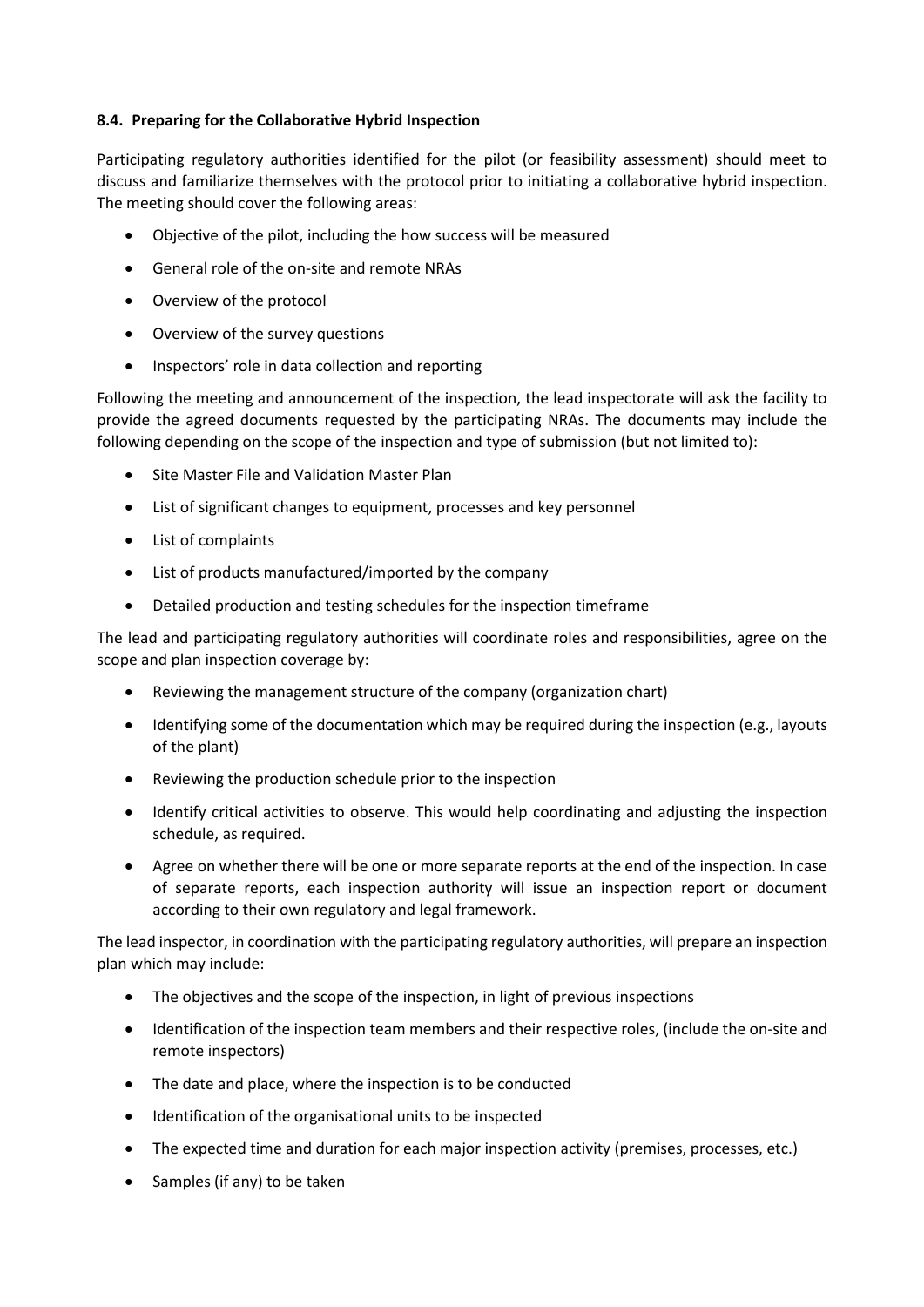### 8.4. Preparing for the Collaborative Hybrid Inspection

Participating regulatory authorities identified for the pilot (or feasibility assessment) should meet to discuss and familiarize themselves with the protocol prior to initiating a collaborative hybrid inspection. The meeting should cover the following areas:

- Objective of the pilot, including the how success will be measured
- General role of the on-site and remote NRAs
- Overview of the protocol
- Overview of the survey questions
- Inspectors' role in data collection and reporting

Following the meeting and announcement of the inspection, the lead inspectorate will ask the facility to provide the agreed documents requested by the participating NRAs. The documents may include the following depending on the scope of the inspection and type of submission (but not limited to):

- Site Master File and Validation Master Plan
- List of significant changes to equipment, processes and key personnel
- List of complaints
- List of products manufactured/imported by the company
- Detailed production and testing schedules for the inspection timeframe

The lead and participating regulatory authorities will coordinate roles and responsibilities, agree on the scope and plan inspection coverage by:

- Reviewing the management structure of the company (organization chart)
- Identifying some of the documentation which may be required during the inspection (e.g., layouts of the plant)
- Reviewing the production schedule prior to the inspection
- Identify critical activities to observe. This would help coordinating and adjusting the inspection schedule, as required.
- Agree on whether there will be one or more separate reports at the end of the inspection. In case of separate reports, each inspection authority will issue an inspection report or document according to their own regulatory and legal framework.

The lead inspector, in coordination with the participating regulatory authorities, will prepare an inspection plan which may include:

- The objectives and the scope of the inspection, in light of previous inspections
- Identification of the inspection team members and their respective roles, (include the on-site and remote inspectors)
- The date and place, where the inspection is to be conducted
- Identification of the organisational units to be inspected
- The expected time and duration for each major inspection activity (premises, processes, etc.)
- Samples (if any) to be taken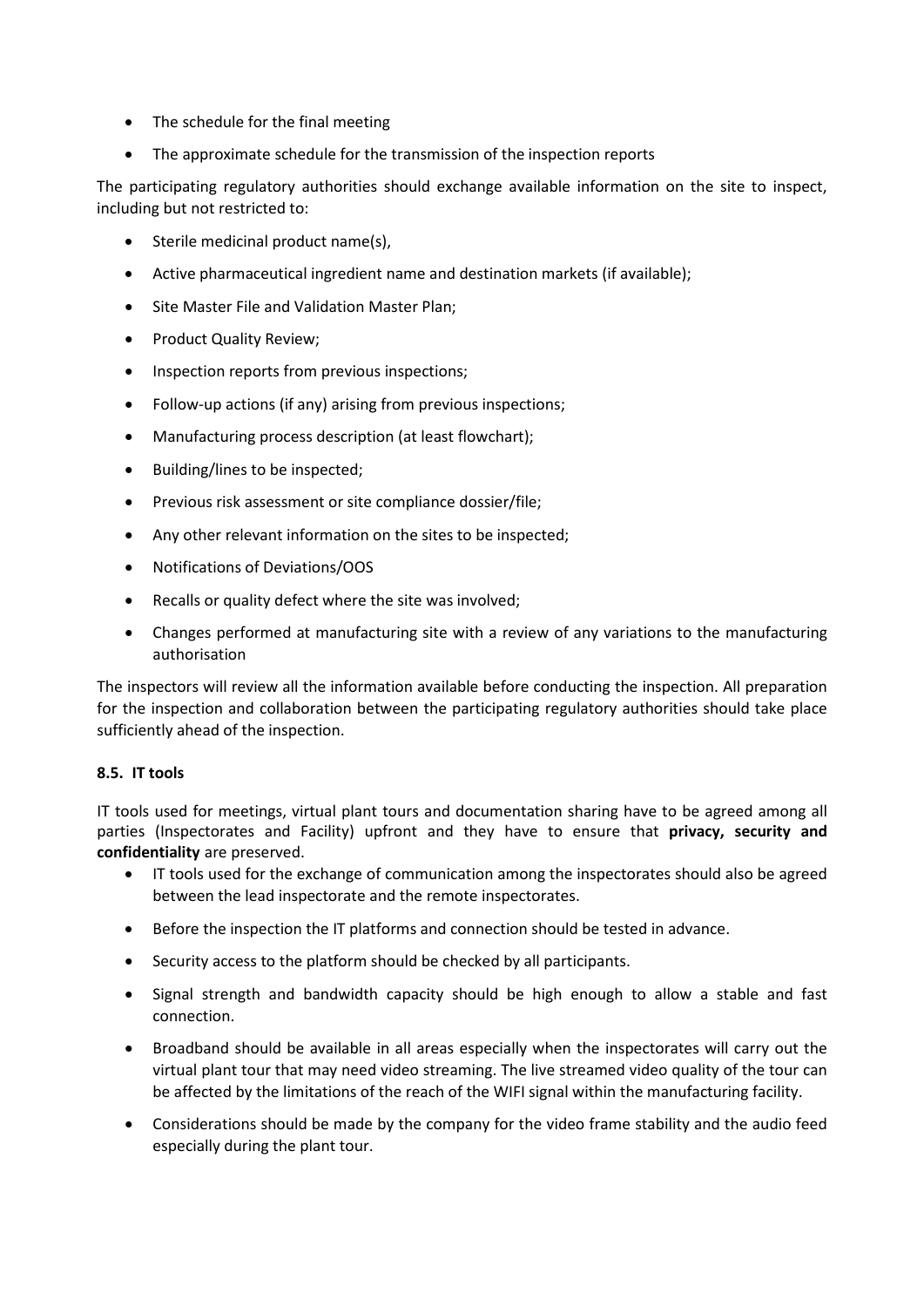- The schedule for the final meeting
- The approximate schedule for the transmission of the inspection reports

The participating regulatory authorities should exchange available information on the site to inspect, including but not restricted to:

- Sterile medicinal product name(s),
- Active pharmaceutical ingredient name and destination markets (if available);
- Site Master File and Validation Master Plan;
- Product Quality Review;
- Inspection reports from previous inspections;
- Follow-up actions (if any) arising from previous inspections;
- Manufacturing process description (at least flowchart);
- Building/lines to be inspected;
- Previous risk assessment or site compliance dossier/file;
- Any other relevant information on the sites to be inspected;
- Notifications of Deviations/OOS
- Recalls or quality defect where the site was involved;
- Changes performed at manufacturing site with a review of any variations to the manufacturing authorisation

The inspectors will review all the information available before conducting the inspection. All preparation for the inspection and collaboration between the participating regulatory authorities should take place sufficiently ahead of the inspection.

### 8.5. IT tools

IT tools used for meetings, virtual plant tours and documentation sharing have to be agreed among all parties (Inspectorates and Facility) upfront and they have to ensure that **privacy, security and confidentiality** are preserved.

- IT tools used for the exchange of communication among the inspectorates should also be agreed between the lead inspectorate and the remote inspectorates.
- Before the inspection the IT platforms and connection should be tested in advance.
- Security access to the platform should be checked by all participants.
- Signal strength and bandwidth capacity should be high enough to allow a stable and fast connection.
- Broadband should be available in all areas especially when the inspectorates will carry out the virtual plant tour that may need video streaming. The live streamed video quality of the tour can be affected by the limitations of the reach of the WIFI signal within the manufacturing facility.
- Considerations should be made by the company for the video frame stability and the audio feed especially during the plant tour.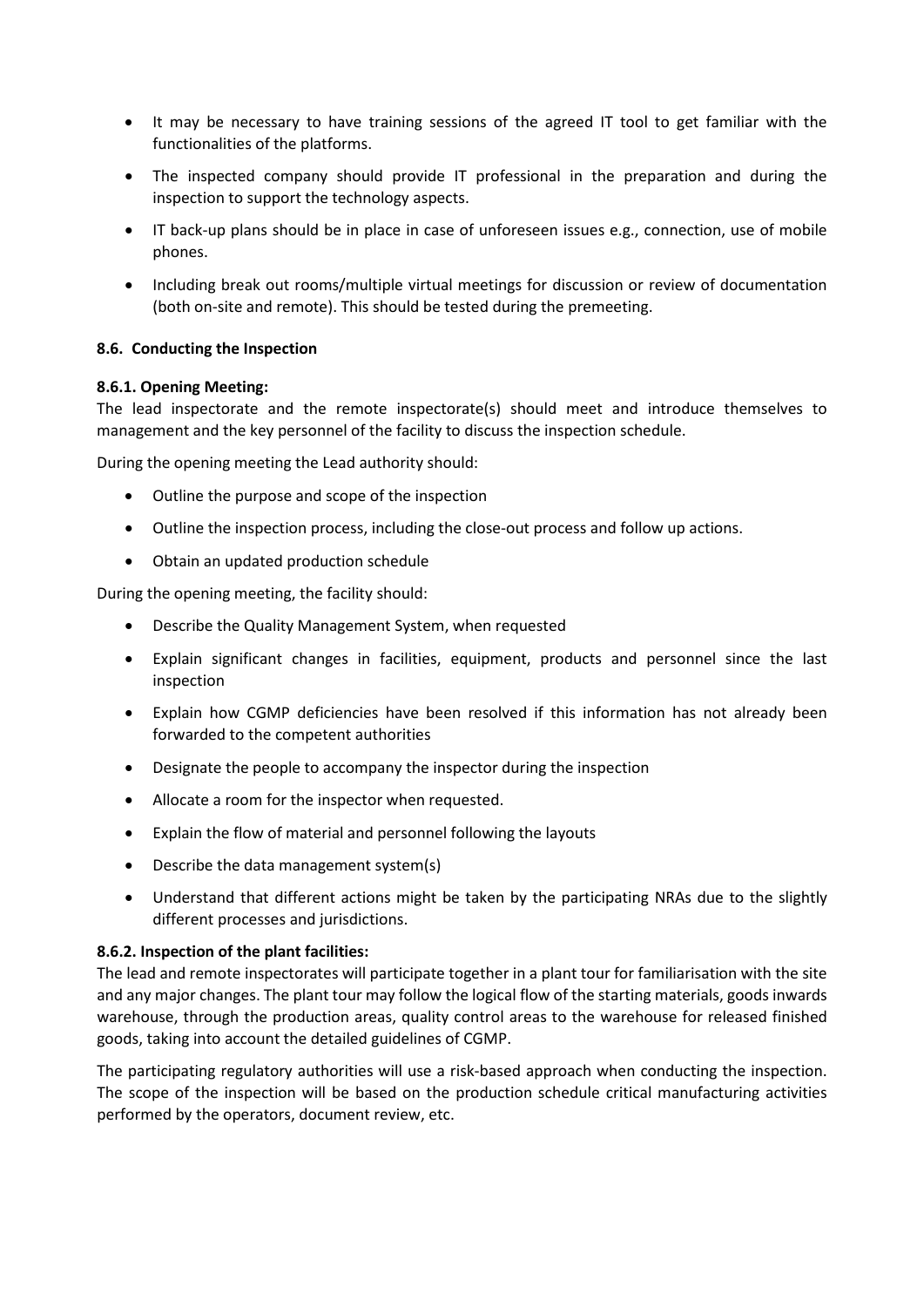- It may be necessary to have training sessions of the agreed IT tool to get familiar with the functionalities of the platforms.
- The inspected company should provide IT professional in the preparation and during the inspection to support the technology aspects.
- IT back-up plans should be in place in case of unforeseen issues e.g., connection, use of mobile phones.
- Including break out rooms/multiple virtual meetings for discussion or review of documentation (both on-site and remote). This should be tested during the premeeting.

### 8.6. Conducting the Inspection

#### 8.6.1. Opening Meeting:

The lead inspectorate and the remote inspectorate(s) should meet and introduce themselves to management and the key personnel of the facility to discuss the inspection schedule.

During the opening meeting the Lead authority should:

- Outline the purpose and scope of the inspection
- Outline the inspection process, including the close-out process and follow up actions.
- Obtain an updated production schedule

During the opening meeting, the facility should:

- Describe the Quality Management System, when requested
- Explain significant changes in facilities, equipment, products and personnel since the last inspection
- Explain how CGMP deficiencies have been resolved if this information has not already been forwarded to the competent authorities
- Designate the people to accompany the inspector during the inspection
- Allocate a room for the inspector when requested.
- Explain the flow of material and personnel following the layouts
- Describe the data management system(s)
- Understand that different actions might be taken by the participating NRAs due to the slightly different processes and jurisdictions.

#### 8.6.2. Inspection of the plant facilities:

The lead and remote inspectorates will participate together in a plant tour for familiarisation with the site and any major changes. The plant tour may follow the logical flow of the starting materials, goods inwards warehouse, through the production areas, quality control areas to the warehouse for released finished goods, taking into account the detailed guidelines of CGMP.

The participating regulatory authorities will use a risk-based approach when conducting the inspection. The scope of the inspection will be based on the production schedule critical manufacturing activities performed by the operators, document review, etc.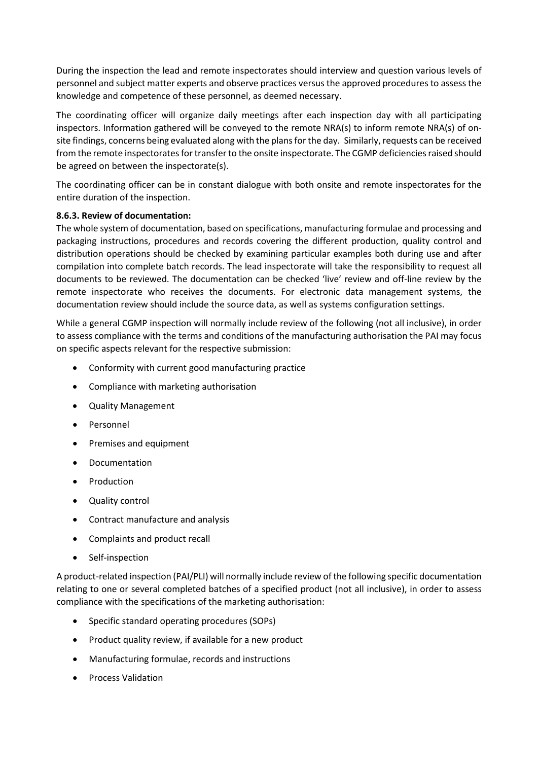During the inspection the lead and remote inspectorates should interview and question various levels of personnel and subject matter experts and observe practices versus the approved procedures to assess the knowledge and competence of these personnel, as deemed necessary.

The coordinating officer will organize daily meetings after each inspection day with all participating inspectors. Information gathered will be conveyed to the remote NRA(s) to inform remote NRA(s) of on-site findings, concerns being evaluated along with the plans for the day. Similarly, requests can be received from the remote inspectorates for transfer to the onsite inspectorate. The CGMP deficiencies raised should be agreed on between the inspectorate(s).

The coordinating officer can be in constant dialogue with both onsite and remote inspectorates for the entire duration of the inspection.

**8.6.3. Review of documentation:**

The whole system of documentation, based on specifications, manufacturing formulae and processing and packaging instructions, procedures and records covering the different production, quality control and distribution operations should be checked by examining particular examples both during use and after compilation into complete batch records. The lead inspectorate will take the responsibility to request all documents to be reviewed. The documentation can be checked 'live' review and off-line review by the remote inspectorate who receives the documents. For electronic data management systems, the documentation review should include the source data, as well as systems configuration settings.

While a general CGMP inspection will normally include review of the following (not all inclusive), in order to assess compliance with the terms and conditions of the manufacturing authorisation the PAI may focus on specific aspects relevant for the respective submission:

- Conformity with current good manufacturing practice
- Compliance with marketing authorisation
- Quality Management
- Personnel
- Premises and equipment
- Documentation
- Production
- Quality control
- Contract manufacture and analysis
- Complaints and product recall
- Self-inspection

A product-related inspection (PAI/PLI) will normally include review of the following specific documentation relating to one or several completed batches of a specified product (not all inclusive), in order to assess compliance with the specifications of the marketing authorisation:

- Specific standard operating procedures (SOPs)
- Product quality review, if available for a new product
- Manufacturing formulae, records and instructions
- Process Validation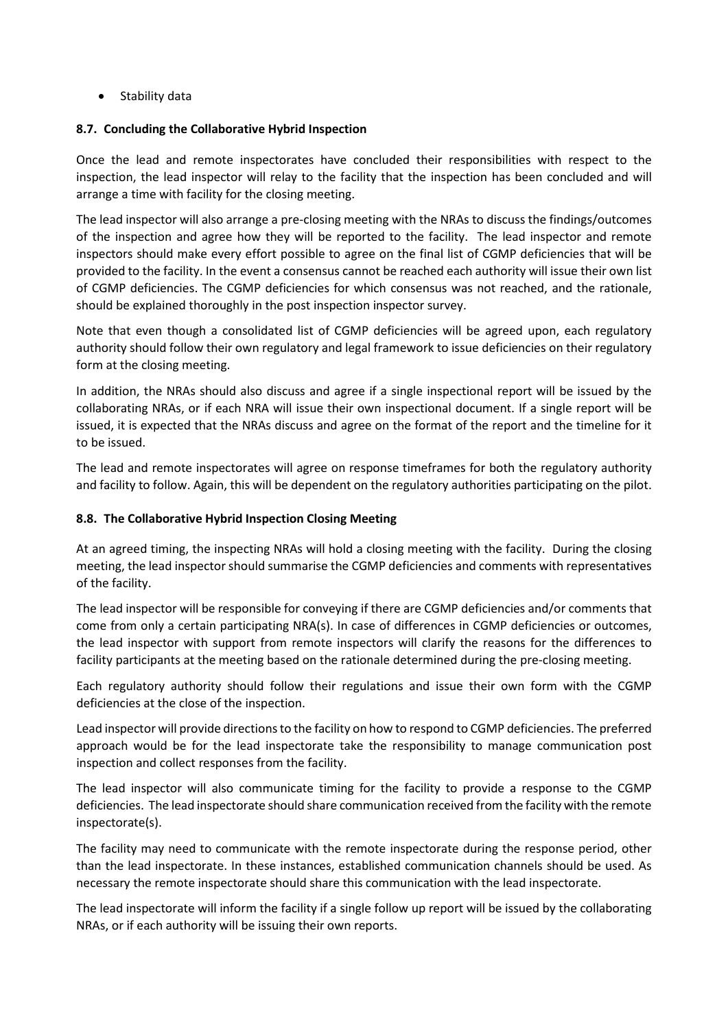- Stability data

### 8.7. Concluding the Collaborative Hybrid Inspection

Once the lead and remote inspectorates have concluded their responsibilities with respect to the inspection, the lead inspector will relay to the facility that the inspection has been concluded and will arrange a time with facility for the closing meeting.

The lead inspector will also arrange a pre-closing meeting with the NRAs to discuss the findings/outcomes of the inspection and agree how they will be reported to the facility. The lead inspector and remote inspectors should make every effort possible to agree on the final list of CGMP deficiencies that will be provided to the facility. In the event a consensus cannot be reached each authority will issue their own list of CGMP deficiencies. The CGMP deficiencies for which consensus was not reached, and the rationale, should be explained thoroughly in the post inspection inspector survey.

Note that even though a consolidated list of CGMP deficiencies will be agreed upon, each regulatory authority should follow their own regulatory and legal framework to issue deficiencies on their regulatory form at the closing meeting.

In addition, the NRAs should also discuss and agree if a single inspectional report will be issued by the collaborating NRAs, or if each NRA will issue their own inspectional document. If a single report will be issued, it is expected that the NRAs discuss and agree on the format of the report and the timeline for it to be issued.

The lead and remote inspectorates will agree on response timeframes for both the regulatory authority and facility to follow. Again, this will be dependent on the regulatory authorities participating on the pilot.

### 8.8. The Collaborative Hybrid Inspection Closing Meeting

At an agreed timing, the inspecting NRAs will hold a closing meeting with the facility. During the closing meeting, the lead inspector should summarise the CGMP deficiencies and comments with representatives of the facility.

The lead inspector will be responsible for conveying if there are CGMP deficiencies and/or comments that come from only a certain participating NRA(s). In case of differences in CGMP deficiencies or outcomes, the lead inspector with support from remote inspectors will clarify the reasons for the differences to facility participants at the meeting based on the rationale determined during the pre-closing meeting.

Each regulatory authority should follow their regulations and issue their own form with the CGMP deficiencies at the close of the inspection.

Lead inspector will provide directions to the facility on how to respond to CGMP deficiencies. The preferred approach would be for the lead inspectorate take the responsibility to manage communication post inspection and collect responses from the facility.

The lead inspector will also communicate timing for the facility to provide a response to the CGMP deficiencies. The lead inspectorate should share communication received from the facility with the remote inspectorate(s).

The facility may need to communicate with the remote inspectorate during the response period, other than the lead inspectorate. In these instances, established communication channels should be used. As necessary the remote inspectorate should share this communication with the lead inspectorate.

The lead inspectorate will inform the facility if a single follow up report will be issued by the collaborating NRAs, or if each authority will be issuing their own reports.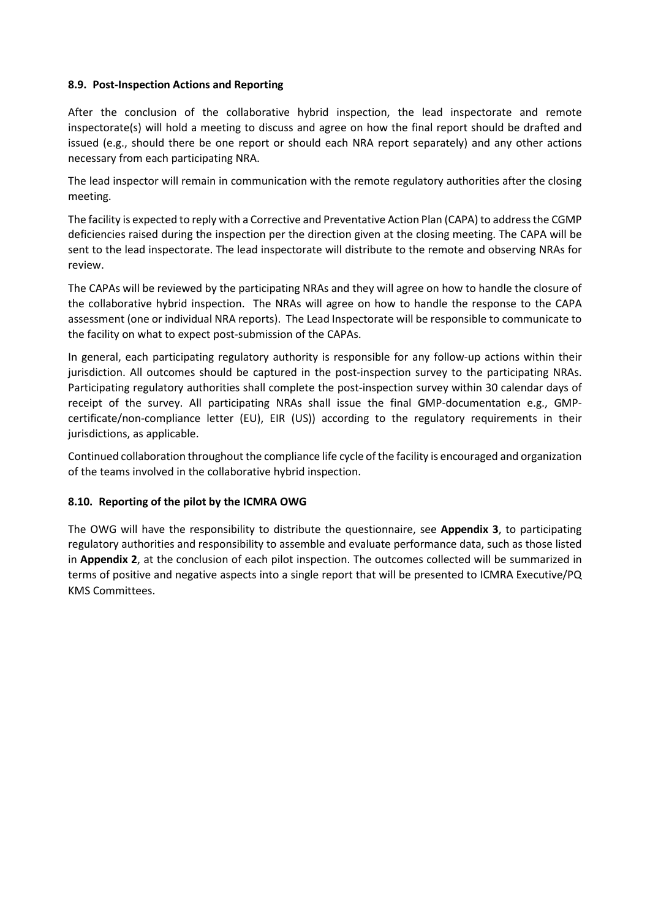### 8.9. Post-Inspection Actions and Reporting

After the conclusion of the collaborative hybrid inspection, the lead inspectorate and remote inspectorate(s) will hold a meeting to discuss and agree on how the final report should be drafted and issued (e.g., should there be one report or should each NRA report separately) and any other actions necessary from each participating NRA.

The lead inspector will remain in communication with the remote regulatory authorities after the closing meeting.

The facility is expected to reply with a Corrective and Preventative Action Plan (CAPA) to address the CGMP deficiencies raised during the inspection per the direction given at the closing meeting. The CAPA will be sent to the lead inspectorate. The lead inspectorate will distribute to the remote and observing NRAs for review.

The CAPAs will be reviewed by the participating NRAs and they will agree on how to handle the closure of the collaborative hybrid inspection. The NRAs will agree on how to handle the response to the CAPA assessment (one or individual NRA reports). The Lead Inspectorate will be responsible to communicate to the facility on what to expect post-submission of the CAPAs.

In general, each participating regulatory authority is responsible for any follow-up actions within their jurisdiction. All outcomes should be captured in the post-inspection survey to the participating NRAs. Participating regulatory authorities shall complete the post-inspection survey within 30 calendar days of receipt of the survey. All participating NRAs shall issue the final GMP-documentation e.g., GMP-certificate/non-compliance letter (EU), EIR (US)) according to the regulatory requirements in their jurisdictions, as applicable.

Continued collaboration throughout the compliance life cycle of the facility is encouraged and organization of the teams involved in the collaborative hybrid inspection.

### 8.10. Reporting of the pilot by the ICMRA OWG

The OWG will have the responsibility to distribute the questionnaire, see **Appendix 3**, to participating regulatory authorities and responsibility to assemble and evaluate performance data, such as those listed in **Appendix 2**, at the conclusion of each pilot inspection. The outcomes collected will be summarized in terms of positive and negative aspects into a single report that will be presented to ICMRA Executive/PQ KMS Committees.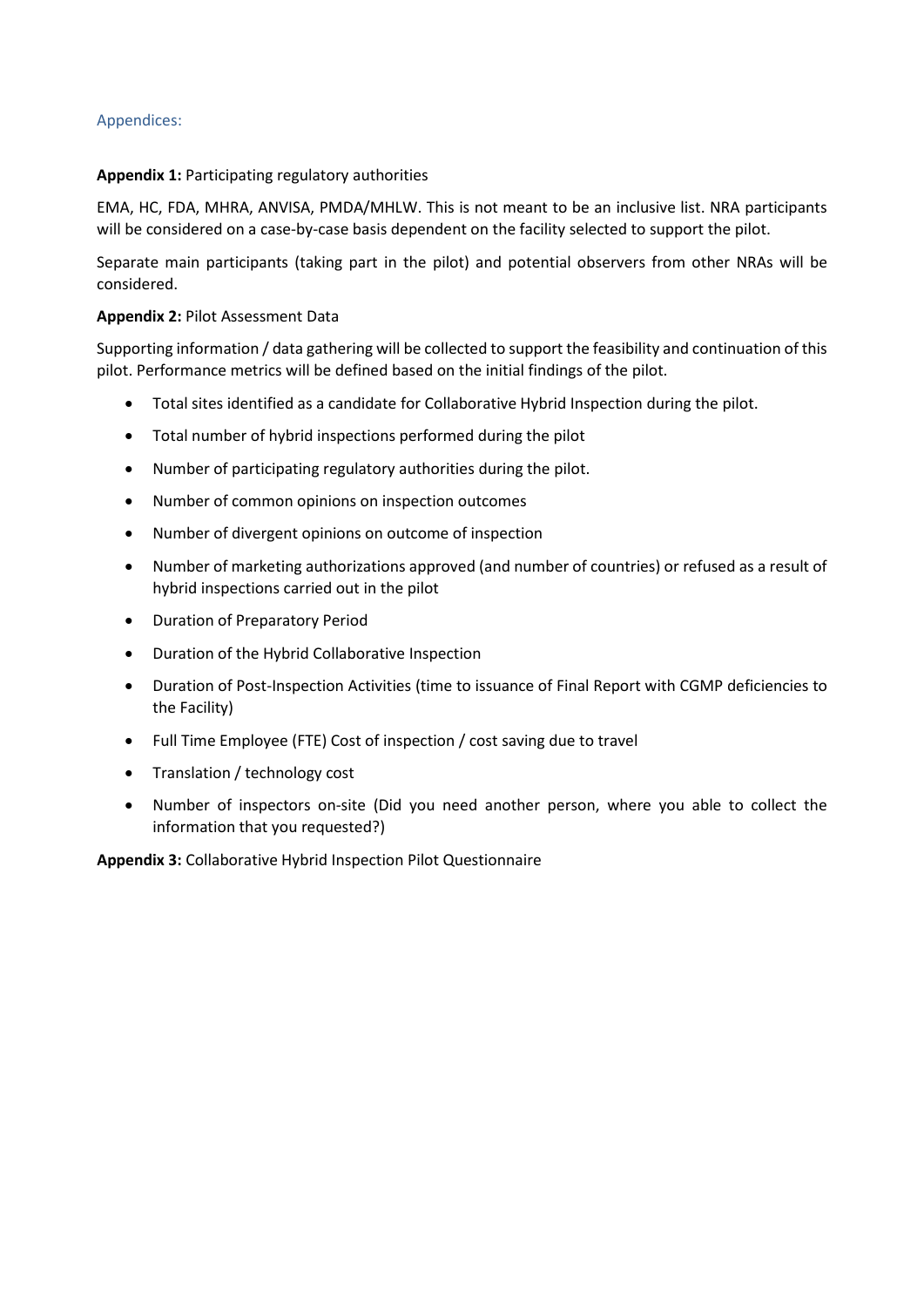## Appendices:

**Appendix 1:** Participating regulatory authorities

EMA, HC, FDA, MHRA, ANVISA, PMDA/MHLW. This is not meant to be an inclusive list. NRA participants will be considered on a case-by-case basis dependent on the facility selected to support the pilot.

Separate main participants (taking part in the pilot) and potential observers from other NRAs will be considered.

**Appendix 2:** Pilot Assessment Data

Supporting information / data gathering will be collected to support the feasibility and continuation of this pilot. Performance metrics will be defined based on the initial findings of the pilot.

- Total sites identified as a candidate for Collaborative Hybrid Inspection during the pilot.
- Total number of hybrid inspections performed during the pilot
- Number of participating regulatory authorities during the pilot.
- Number of common opinions on inspection outcomes
- Number of divergent opinions on outcome of inspection
- Number of marketing authorizations approved (and number of countries) or refused as a result of hybrid inspections carried out in the pilot
- Duration of Preparatory Period
- Duration of the Hybrid Collaborative Inspection
- Duration of Post-Inspection Activities (time to issuance of Final Report with CGMP deficiencies to the Facility)
- Full Time Employee (FTE) Cost of inspection / cost saving due to travel
- Translation / technology cost
- Number of inspectors on-site (Did you need another person, where you able to collect the information that you requested?)

**Appendix 3:** Collaborative Hybrid Inspection Pilot Questionnaire